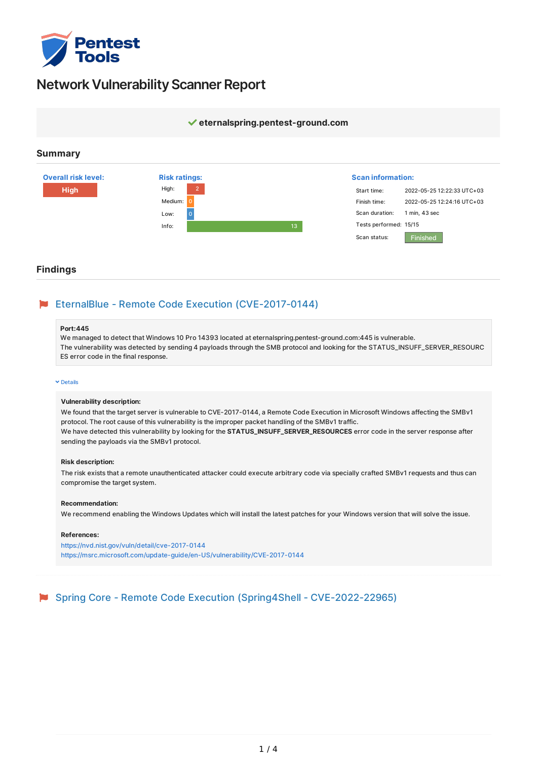# Network Vulnerability Scanner Report

**eternalspring.pentest-ground.com**

## Summary

**Overall risk level:** High

**Risk ratings:**

| Rating | Count |
| --- | --- |
| High: | 2 |
| Medium: | 0 |
| Low: | 0 |
| Info: | 13 |

**Scan information:**

| | |
| --- | --- |
| Start time: | 2022-05-25 12:22:33 UTC+03 |
| Finish time: | 2022-05-25 12:24:16 UTC+03 |
| Scan duration: | 1 min, 43 sec |
| Tests performed: | 15/15 |
| Scan status: | Finished |

## Findings

### EternalBlue - Remote Code Execution (CVE-2017-0144)

**Port:445**
We managed to detect that Windows 10 Pro 14393 located at eternalspring.pentest-ground.com:445 is vulnerable.
The vulnerability was detected by sending 4 payloads through the SMB protocol and looking for the STATUS_INSUFF_SERVER_RESOURCES error code in the final response.

Details

**Vulnerability description:**
We found that the target server is vulnerable to CVE-2017-0144, a Remote Code Execution in Microsoft Windows affecting the SMBv1 protocol. The root cause of this vulnerability is the improper packet handling of the SMBv1 traffic.
We have detected this vulnerability by looking for the **STATUS_INSUFF_SERVER_RESOURCES** error code in the server response after sending the payloads via the SMBv1 protocol.

**Risk description:**
The risk exists that a remote unauthenticated attacker could execute arbitrary code via specially crafted SMBv1 requests and thus can compromise the target system.

**Recommendation:**
We recommend enabling the Windows Updates which will install the latest patches for your Windows version that will solve the issue.

**References:**
https://nvd.nist.gov/vuln/detail/cve-2017-0144
https://msrc.microsoft.com/update-guide/en-US/vulnerability/CVE-2017-0144

### Spring Core - Remote Code Execution (Spring4Shell - CVE-2022-22965)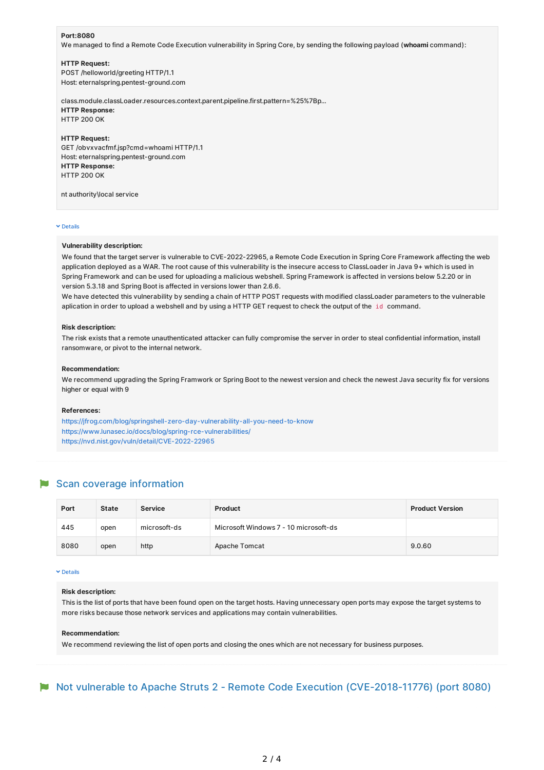**Port:8080**
We managed to find a Remote Code Execution vulnerability in Spring Core, by sending the following payload (**whoami** command):

**HTTP Request:**
POST /helloworld/greeting HTTP/1.1
Host: eternalspring.pentest-ground.com

class.module.classLoader.resources.context.parent.pipeline.first.pattern=%25%7Bp...
**HTTP Response:**
HTTP 200 OK

**HTTP Request:**
GET /obvxvacfmf.jsp?cmd=whoami HTTP/1.1
Host: eternalspring.pentest-ground.com
**HTTP Response:**
HTTP 200 OK

nt authority\local service

Details

**Vulnerability description:**
We found that the target server is vulnerable to CVE-2022-22965, a Remote Code Execution in Spring Core Framework affecting the web application deployed as a WAR. The root cause of this vulnerability is the insecure access to ClassLoader in Java 9+ which is used in Spring Framework and can be used for uploading a malicious webshell. Spring Framework is affected in versions below 5.2.20 or in version 5.3.18 and Spring Boot is affected in versions lower than 2.6.6.
We have detected this vulnerability by sending a chain of HTTP POST requests with modified classLoader parameters to the vulnerable aplication in order to upload a webshell and by using a HTTP GET request to check the output of the `id` command.

**Risk description:**
The risk exists that a remote unauthenticated attacker can fully compromise the server in order to steal confidential information, install ransomware, or pivot to the internal network.

**Recommendation:**
We recommend upgrading the Spring Framwork or Spring Boot to the newest version and check the newest Java security fix for versions higher or equal with 9

**References:**
https://jfrog.com/blog/springshell-zero-day-vulnerability-all-you-need-to-know
https://www.lunasec.io/docs/blog/spring-rce-vulnerabilities/
https://nvd.nist.gov/vuln/detail/CVE-2022-22965

## Scan coverage information

| Port | State | Service | Product | Product Version |
|---|---|---|---|---|
| 445 | open | microsoft-ds | Microsoft Windows 7 - 10 microsoft-ds | |
| 8080 | open | http | Apache Tomcat | 9.0.60 |

Details

**Risk description:**
This is the list of ports that have been found open on the target hosts. Having unnecessary open ports may expose the target systems to more risks because those network services and applications may contain vulnerabilities.

**Recommendation:**
We recommend reviewing the list of open ports and closing the ones which are not necessary for business purposes.

## Not vulnerable to Apache Struts 2 - Remote Code Execution (CVE-2018-11776) (port 8080)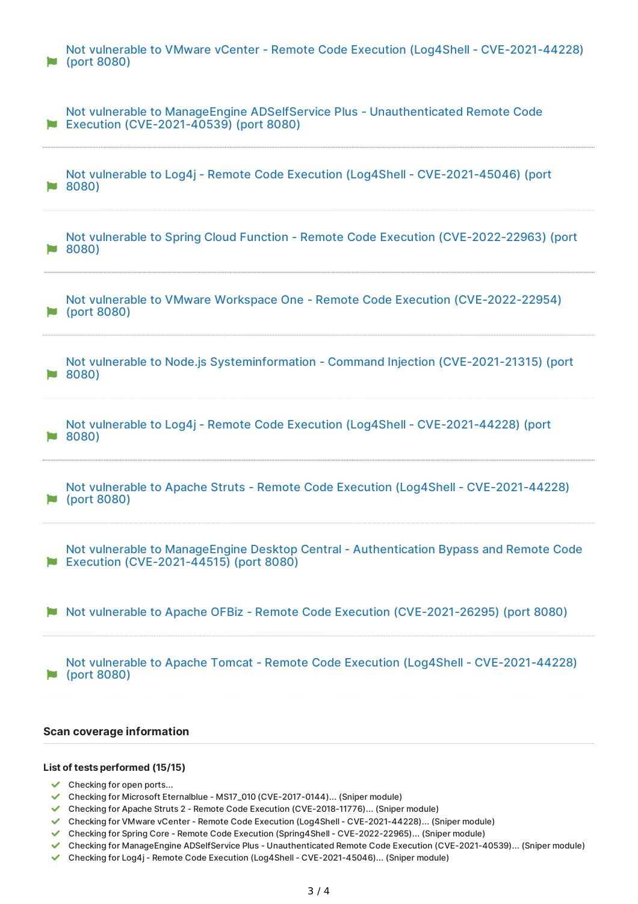Not vulnerable to VMware vCenter - Remote Code Execution (Log4Shell - CVE-2021-44228) (port 8080)

Not vulnerable to ManageEngine ADSelfService Plus - Unauthenticated Remote Code Execution (CVE-2021-40539) (port 8080)

Not vulnerable to Log4j - Remote Code Execution (Log4Shell - CVE-2021-45046) (port 8080)

Not vulnerable to Spring Cloud Function - Remote Code Execution (CVE-2022-22963) (port 8080)

Not vulnerable to VMware Workspace One - Remote Code Execution (CVE-2022-22954) (port 8080)

Not vulnerable to Node.js Systeminformation - Command Injection (CVE-2021-21315) (port 8080)

Not vulnerable to Log4j - Remote Code Execution (Log4Shell - CVE-2021-44228) (port 8080)

Not vulnerable to Apache Struts - Remote Code Execution (Log4Shell - CVE-2021-44228) (port 8080)

Not vulnerable to ManageEngine Desktop Central - Authentication Bypass and Remote Code Execution (CVE-2021-44515) (port 8080)

Not vulnerable to Apache OFBiz - Remote Code Execution (CVE-2021-26295) (port 8080)

Not vulnerable to Apache Tomcat - Remote Code Execution (Log4Shell - CVE-2021-44228) (port 8080)

### Scan coverage information

**List of tests performed (15/15)**

- ✓ Checking for open ports...
- ✓ Checking for Microsoft Eternalblue - MS17_010 (CVE-2017-0144)... (Sniper module)
- ✓ Checking for Apache Struts 2 - Remote Code Execution (CVE-2018-11776)... (Sniper module)
- ✓ Checking for VMware vCenter - Remote Code Execution (Log4Shell - CVE-2021-44228)... (Sniper module)
- ✓ Checking for Spring Core - Remote Code Execution (Spring4Shell - CVE-2022-22965)... (Sniper module)
- ✓ Checking for ManageEngine ADSelfService Plus - Unauthenticated Remote Code Execution (CVE-2021-40539)... (Sniper module)
- ✓ Checking for Log4j - Remote Code Execution (Log4Shell - CVE-2021-45046)... (Sniper module)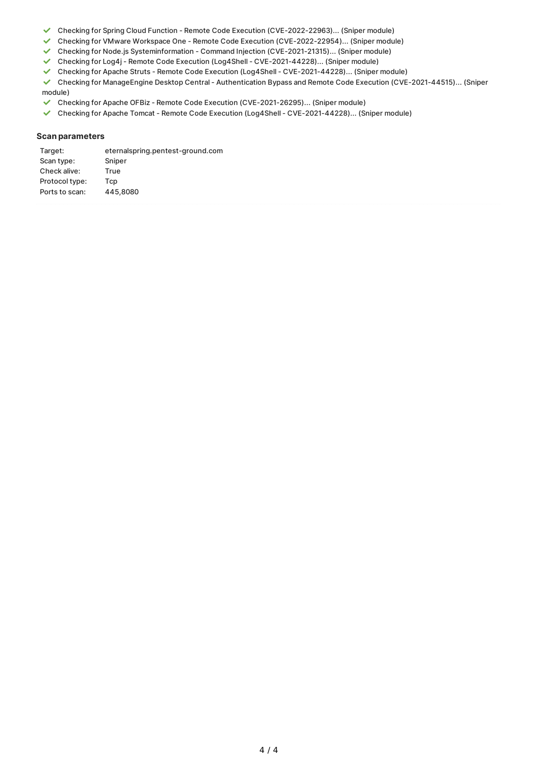- ✔ Checking for Spring Cloud Function - Remote Code Execution (CVE-2022-22963)... (Sniper module)
- ✔ Checking for VMware Workspace One - Remote Code Execution (CVE-2022-22954)... (Sniper module)
- ✔ Checking for Node.js Systeminformation - Command Injection (CVE-2021-21315)... (Sniper module)
- ✔ Checking for Log4j - Remote Code Execution (Log4Shell - CVE-2021-44228)... (Sniper module)
- ✔ Checking for Apache Struts - Remote Code Execution (Log4Shell - CVE-2021-44228)... (Sniper module)
- ✔ Checking for ManageEngine Desktop Central - Authentication Bypass and Remote Code Execution (CVE-2021-44515)... (Sniper module)
- ✔ Checking for Apache OFBiz - Remote Code Execution (CVE-2021-26295)... (Sniper module)
- ✔ Checking for Apache Tomcat - Remote Code Execution (Log4Shell - CVE-2021-44228)... (Sniper module)

### Scan parameters

| | |
|---|---|
| Target: | eternalspring.pentest-ground.com |
| Scan type: | Sniper |
| Check alive: | True |
| Protocol type: | Tcp |
| Ports to scan: | 445,8080 |